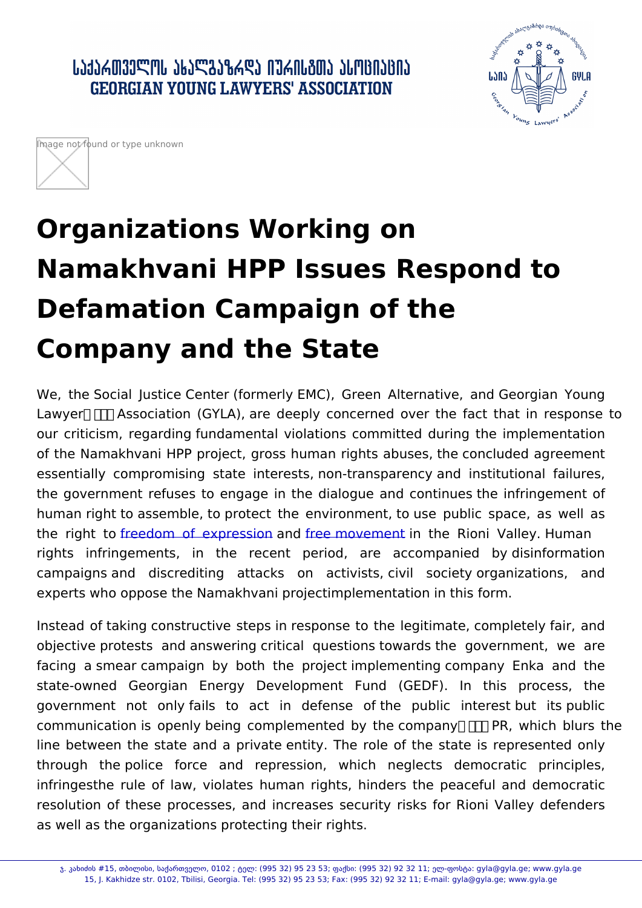# Organizations Working on Namakhvani HPP Issues Respond to Defamation Campaign of the Company and the State

We, the Social Justice Center (formerly EMC), Green Alternative, and Georgian Young Lawyers' Association (GYLA), are deeply concerned over the fact that in response to our criticism, regarding fundamental violations committed during the implementation of the Namakhvani HPP project, gross human rights abuses, the concluded agreement essentially compromising state interests, non-transparency and institutional failures, the government refuses to engage in the dialogue and continues the infringement of human right to assemble, to protect the environment, to use public space, as well as the right to freedom of expression and free movement in the Rioni Valley. Human rights infringements, in the recent period, are accompanied by disinformation campaigns and discrediting attacks on activists, civil society organizations, and experts who oppose the Namakhvani projectimplementation in this form.

Instead of taking constructive steps in response to the legitimate, completely fair, and objective protests and answering critical questions towards the government, we are facing a smear campaign by both the project implementing company Enka and the state-owned Georgian Energy Development Fund (GEDF). In this process, the government not only fails to act in defense of the public interest but its public communication is openly being complemented by the company's PR, which blurs the line between the state and a private entity. The role of the state is represented only through the police force and repression, which neglects democratic principles, infringesthe rule of law, violates human rights, hinders the peaceful and democratic resolution of these processes, and increases security risks for Rioni Valley defenders as well as the organizations protecting their rights.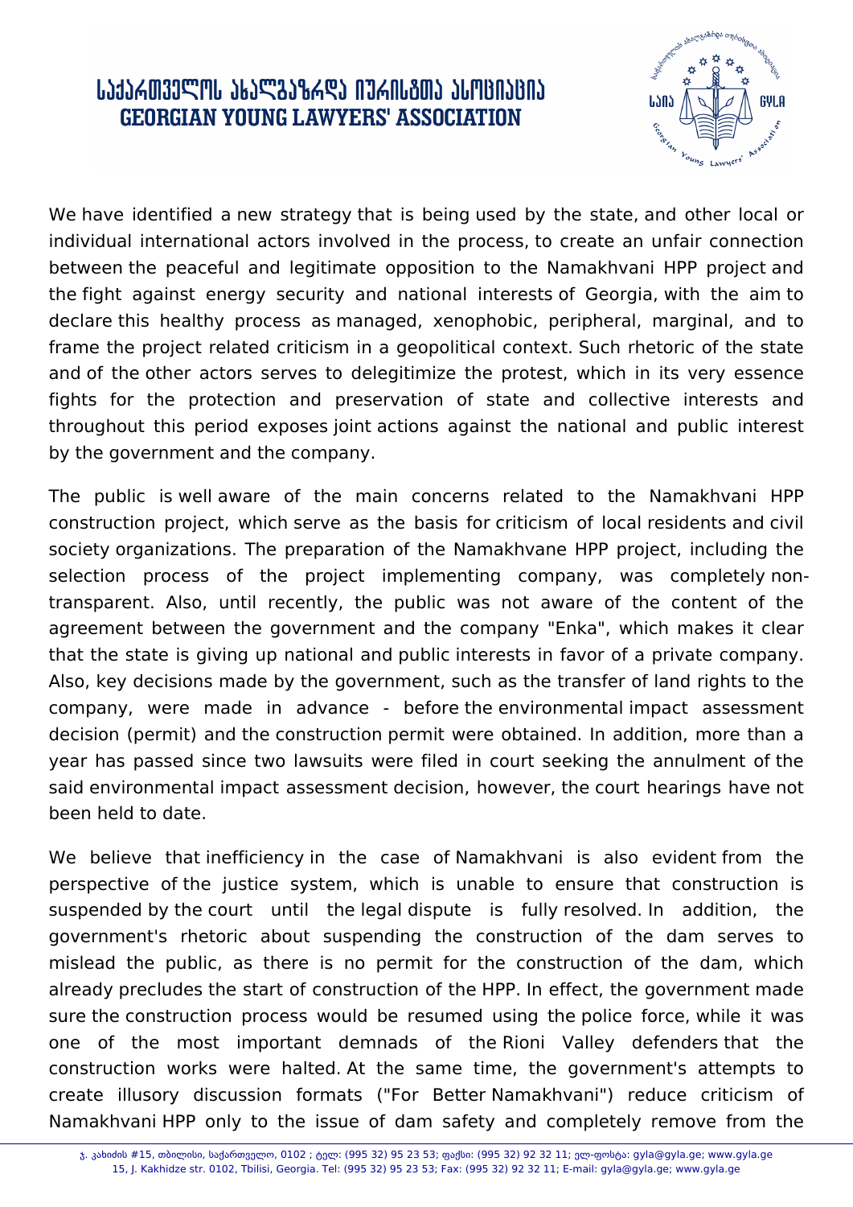We have identified a new strategy that is being used by the state, and other local or individual international actors involved in the process, to create an unfair connection between the peaceful and legitimate opposition to the Namakhvani HPP project and the fight against energy security and national interests of Georgia, with the aim to declare this healthy process as managed, xenophobic, peripheral, marginal, and to frame the project related criticism in a geopolitical context. Such rhetoric of the state and of the other actors serves to delegitimize the protest, which in its very essence fights for the protection and preservation of state and collective interests and throughout this period exposes joint actions against the national and public interest by the government and the company.

The public is well aware of the main concerns related to the Namakhvani HPP construction project, which serve as the basis for criticism of local residents and civil society organizations. The preparation of the Namakhvane HPP project, including the selection process of the project implementing company, was completely non-transparent. Also, until recently, the public was not aware of the content of the agreement between the government and the company "Enka", which makes it clear that the state is giving up national and public interests in favor of a private company. Also, key decisions made by the government, such as the transfer of land rights to the company, were made in advance - before the environmental impact assessment decision (permit) and the construction permit were obtained. In addition, more than a year has passed since two lawsuits were filed in court seeking the annulment of the said environmental impact assessment decision, however, the court hearings have not been held to date.

We believe that inefficiency in the case of Namakhvani is also evident from the perspective of the justice system, which is unable to ensure that construction is suspended by the court until the legal dispute is fully resolved. In addition, the government's rhetoric about suspending the construction of the dam serves to mislead the public, as there is no permit for the construction of the dam, which already precludes the start of construction of the HPP. In effect, the government made sure the construction process would be resumed using the police force, while it was one of the most important demnads of the Rioni Valley defenders that the construction works were halted. At the same time, the government's attempts to create illusory discussion formats ("For Better Namakhvani") reduce criticism of Namakhvani HPP only to the issue of dam safety and completely remove from the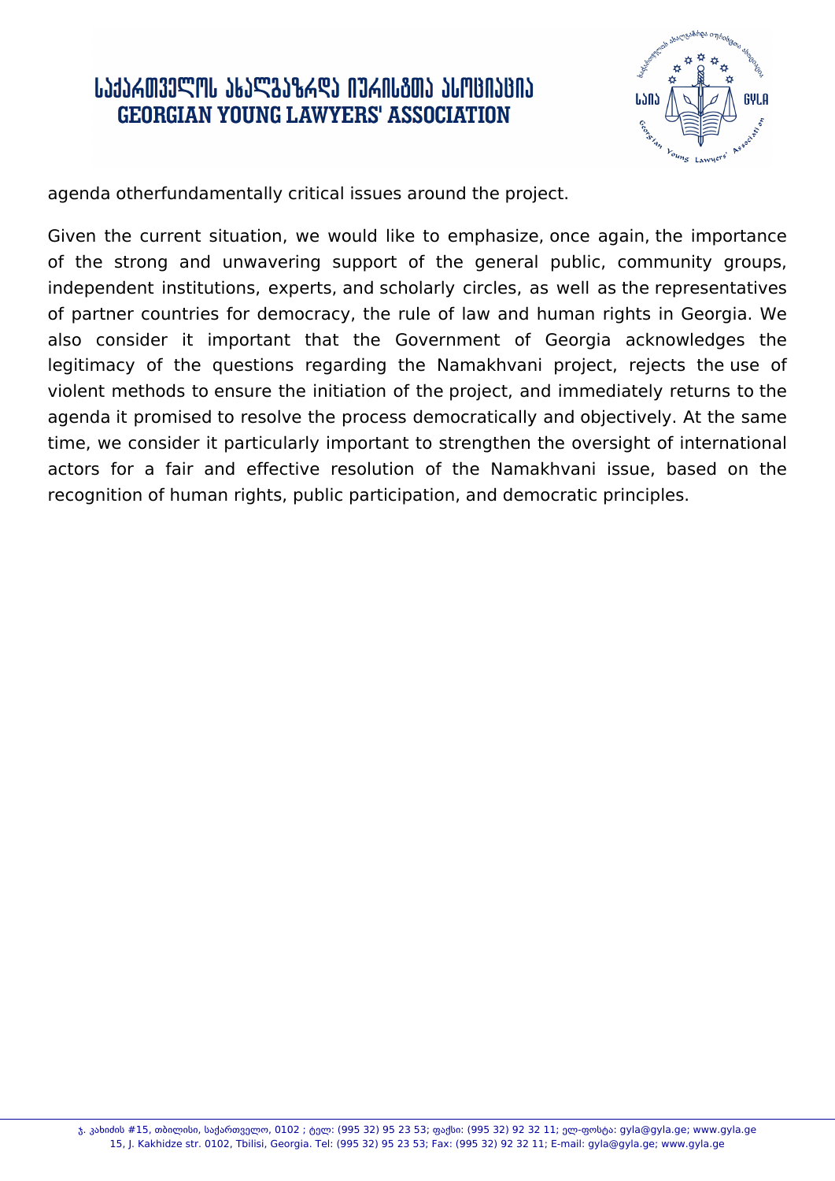agenda otherfundamentally critical issues around the project.

Given the current situation, we would like to emphasize, once again, the importance of the strong and unwavering support of the general public, community groups, independent institutions, experts, and scholarly circles, as well as the representatives of partner countries for democracy, the rule of law and human rights in Georgia. We also consider it important that the Government of Georgia acknowledges the legitimacy of the questions regarding the Namakhvani project, rejects the use of violent methods to ensure the initiation of the project, and immediately returns to the agenda it promised to resolve the process democratically and objectively. At the same time, we consider it particularly important to strengthen the oversight of international actors for a fair and effective resolution of the Namakhvani issue, based on the recognition of human rights, public participation, and democratic principles.